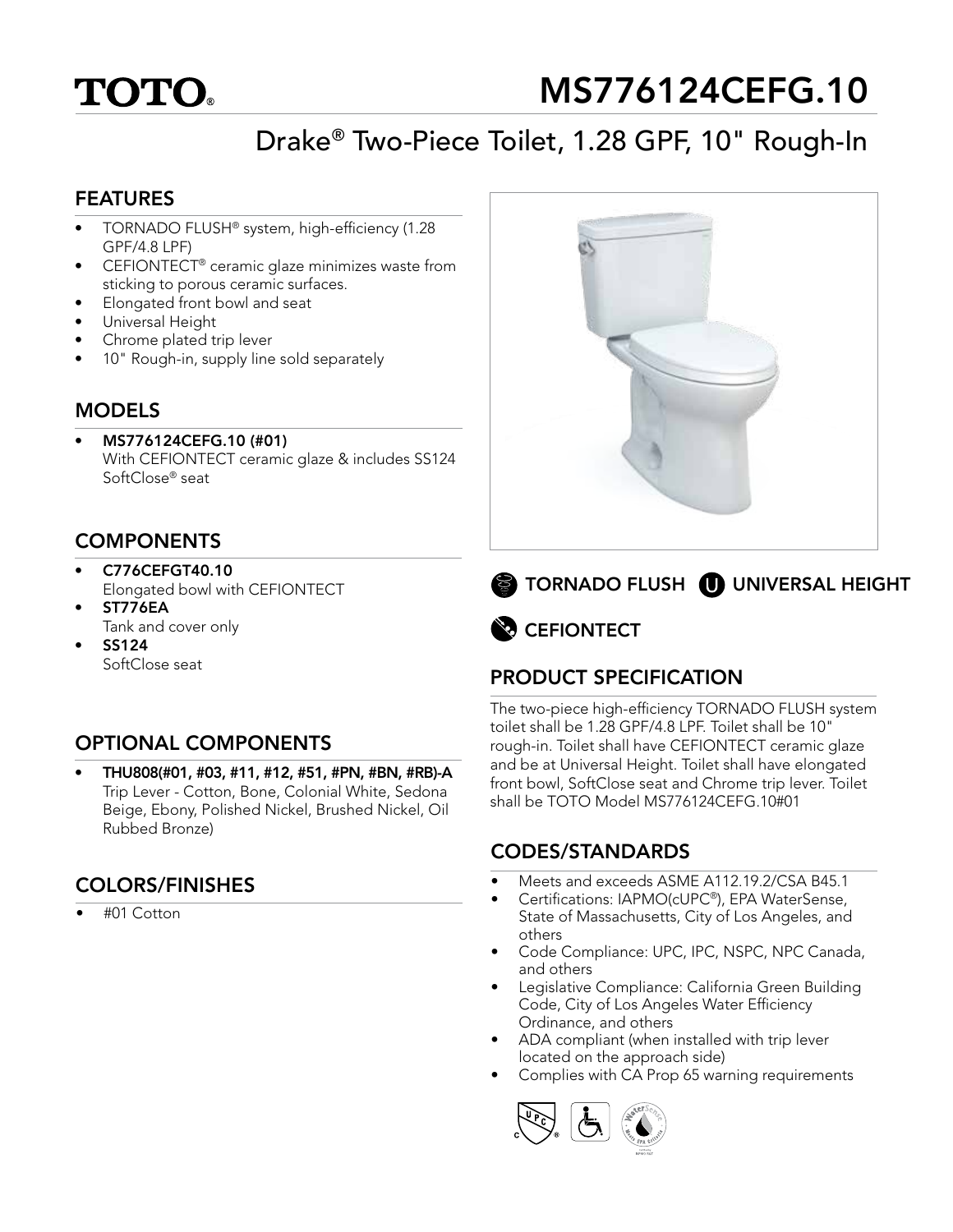TOTO®

# MS776124CEFG.10

## Drake® Two-Piece Toilet, 1.28 GPF, 10" Rough-In

### FEATURES

- TORNADO FLUSH® system, high-efficiency (1.28 GPF/4.8 LPF)
- CEFIONTECT® ceramic glaze minimizes waste from sticking to porous ceramic surfaces.
- Elongated front bowl and seat
- Universal Height
- Chrome plated trip lever
- 10" Rough-in, supply line sold separately

### MODELS

- **MS776124CEFG.10 (#01)**
  With CEFIONTECT ceramic glaze & includes SS124 SoftClose® seat

### COMPONENTS

- **C776CEFGT40.10**
  Elongated bowl with CEFIONTECT
- **ST776EA**
  Tank and cover only
- **SS124**
  SoftClose seat

### OPTIONAL COMPONENTS

- **THU808(#01, #03, #11, #12, #51, #PN, #BN, #RB)-A**
  Trip Lever - Cotton, Bone, Colonial White, Sedona Beige, Ebony, Polished Nickel, Brushed Nickel, Oil Rubbed Bronze)

### COLORS/FINISHES

- #01 Cotton

TORNADO FLUSH UNIVERSAL HEIGHT

CEFIONTECT

### PRODUCT SPECIFICATION

The two-piece high-efficiency TORNADO FLUSH system toilet shall be 1.28 GPF/4.8 LPF. Toilet shall be 10" rough-in. Toilet shall have CEFIONTECT ceramic glaze and be at Universal Height. Toilet shall have elongated front bowl, SoftClose seat and Chrome trip lever. Toilet shall be TOTO Model MS776124CEFG.10#01

### CODES/STANDARDS

- Meets and exceeds ASME A112.19.2/CSA B45.1
- Certifications: IAPMO(cUPC®), EPA WaterSense, State of Massachusetts, City of Los Angeles, and others
- Code Compliance: UPC, IPC, NSPC, NPC Canada, and others
- Legislative Compliance: California Green Building Code, City of Los Angeles Water Efficiency Ordinance, and others
- ADA compliant (when installed with trip lever located on the approach side)
- Complies with CA Prop 65 warning requirements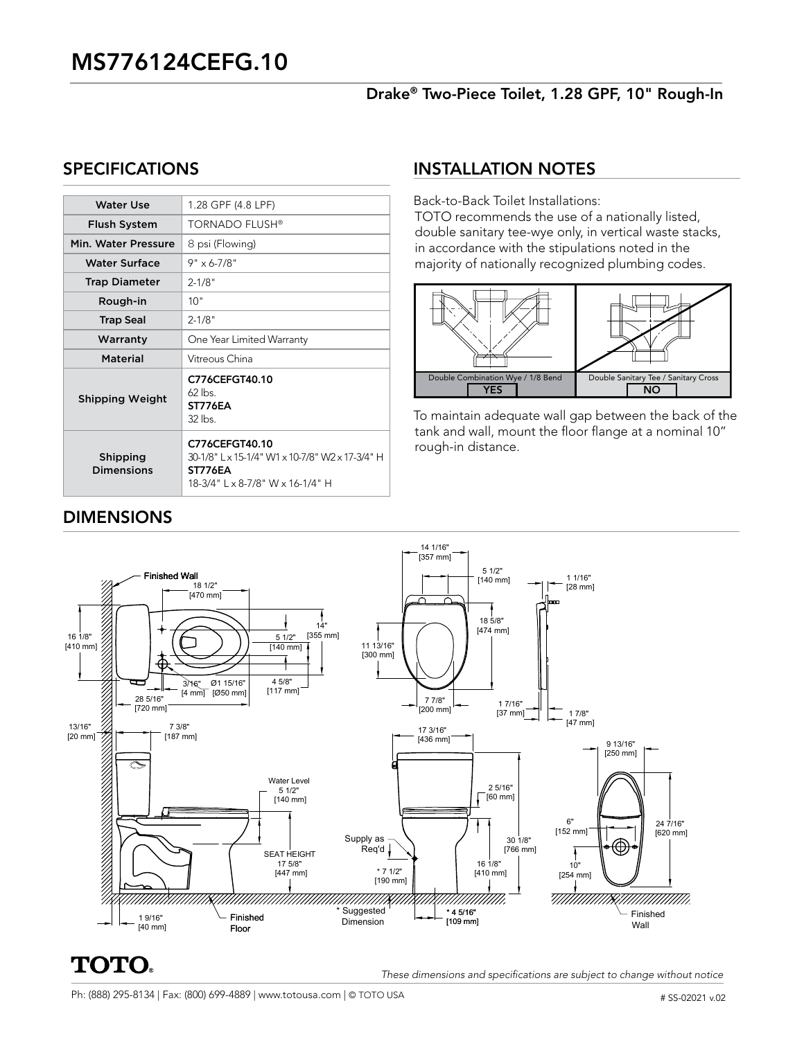# MS776124CEFG.10

## Drake® Two-Piece Toilet, 1.28 GPF, 10" Rough-In

## SPECIFICATIONS

| | |
|---|---|
| Water Use | 1.28 GPF (4.8 LPF) |
| Flush System | TORNADO FLUSH® |
| Min. Water Pressure | 8 psi (Flowing) |
| Water Surface | 9" x 6-7/8" |
| Trap Diameter | 2-1/8" |
| Rough-in | 10" |
| Trap Seal | 2-1/8" |
| Warranty | One Year Limited Warranty |
| Material | Vitreous China |
| Shipping Weight | **C776CEFGT40.10** 62 lbs. **ST776EA** 32 lbs. |
| Shipping Dimensions | **C776CEFGT40.10** 30-1/8" L x 15-1/4" W1 x 10-7/8" W2 x 17-3/4" H **ST776EA** 18-3/4" L x 8-7/8" W x 16-1/4" H |

## INSTALLATION NOTES

Back-to-Back Toilet Installations:
TOTO recommends the use of a nationally listed, double sanitary tee-wye only, in vertical waste stacks, in accordance with the stipulations noted in the majority of nationally recognized plumbing codes.

Double Combination Wye / 1/8 Bend
YES

Double Sanitary Tee / Sanitary Cross
NO

To maintain adequate wall gap between the back of the tank and wall, mount the floor flange at a nominal 10" rough-in distance.

## DIMENSIONS

Finished Wall
18 1/2" [470 mm]
14" [355 mm]
16 1/8" [410 mm]
5 1/2" [140 mm]
3/16" [4 mm]
Ø1 15/16" [Ø50 mm]
4 5/8" [117 mm]
28 5/16" [720 mm]
14 1/16" [357 mm]
5 1/2" [140 mm]
1 1/16" [28 mm]
18 5/8" [474 mm]
11 13/16" [300 mm]
7 7/8" [200 mm]
1 7/16" [37 mm]
1 7/8" [47 mm]
13/16" [20 mm]
7 3/8" [187 mm]
17 3/16" [436 mm]
9 13/16" [250 mm]
Water Level 5 1/2" [140 mm]
2 5/16" [60 mm]
6" [152 mm]
24 7/16" [620 mm]
Supply as Req'd
SEAT HEIGHT 17 5/8" [447 mm]
30 1/8" [766 mm]
16 1/8" [410 mm]
10" [254 mm]
* 7 1/2" [190 mm]
* Suggested Dimension
* 4 5/16" [109 mm]
1 9/16" [40 mm]
Finished Floor
Finished Wall

TOTO

*These dimensions and specifications are subject to change without notice*

Ph: (888) 295-8134 | Fax: (800) 699-4889 | www.totousa.com | © TOTO USA

# SS-02021 v.02